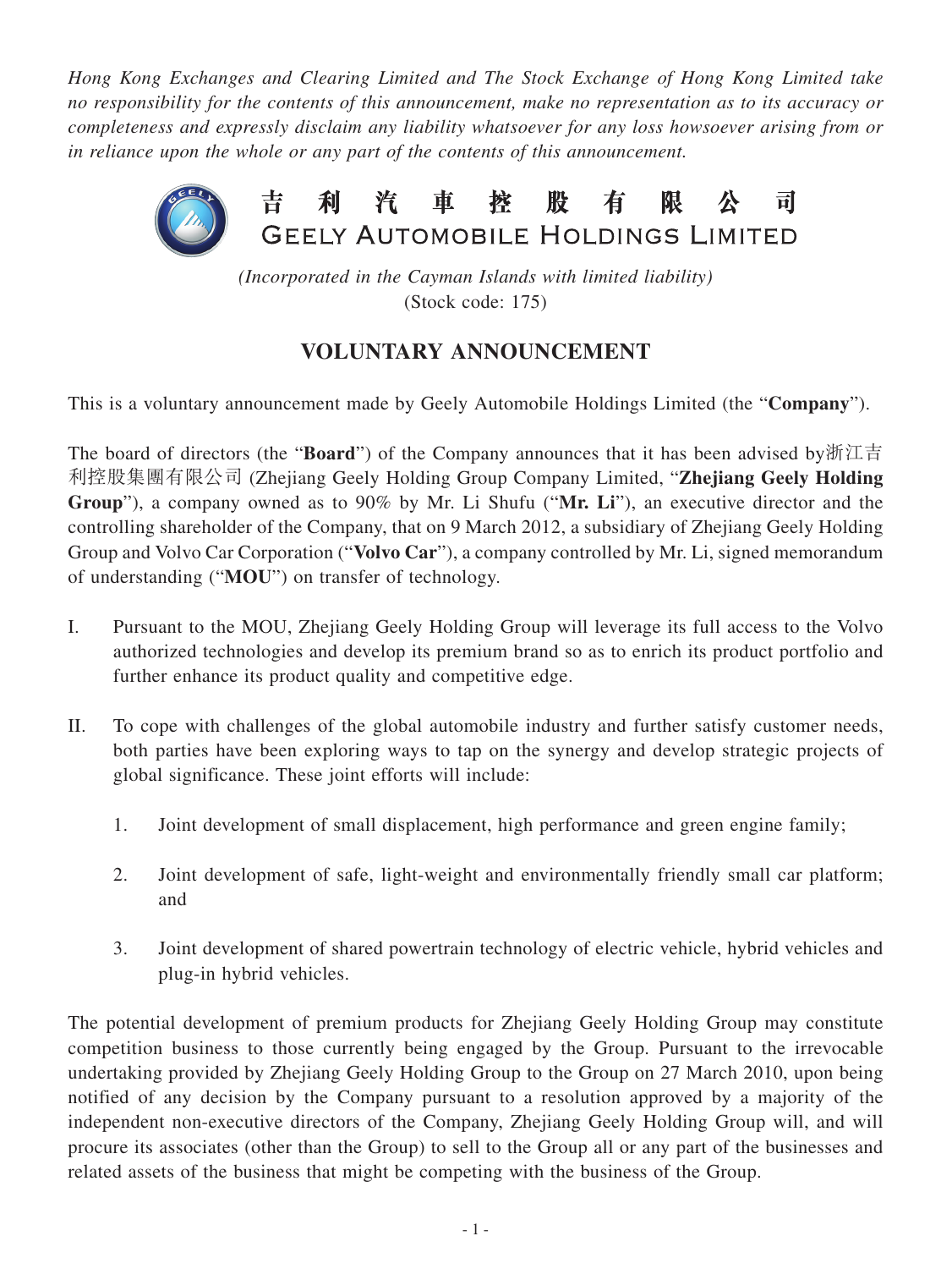*Hong Kong Exchanges and Clearing Limited and The Stock Exchange of Hong Kong Limited take no responsibility for the contents of this announcement, make no representation as to its accuracy or completeness and expressly disclaim any liability whatsoever for any loss howsoever arising from or in reliance upon the whole or any part of the contents of this announcement.*

# 吉利汽車控股有限公司
# GEELY AUTOMOBILE HOLDINGS LIMITED

*(Incorporated in the Cayman Islands with limited liability)*
(Stock code: 175)

## VOLUNTARY ANNOUNCEMENT

This is a voluntary announcement made by Geely Automobile Holdings Limited (the "**Company**").

The board of directors (the "**Board**") of the Company announces that it has been advised by浙江吉利控股集團有限公司 (Zhejiang Geely Holding Group Company Limited, "**Zhejiang Geely Holding Group**"), a company owned as to 90% by Mr. Li Shufu ("**Mr. Li**"), an executive director and the controlling shareholder of the Company, that on 9 March 2012, a subsidiary of Zhejiang Geely Holding Group and Volvo Car Corporation ("**Volvo Car**"), a company controlled by Mr. Li, signed memorandum of understanding ("**MOU**") on transfer of technology.

I. Pursuant to the MOU, Zhejiang Geely Holding Group will leverage its full access to the Volvo authorized technologies and develop its premium brand so as to enrich its product portfolio and further enhance its product quality and competitive edge.

II. To cope with challenges of the global automobile industry and further satisfy customer needs, both parties have been exploring ways to tap on the synergy and develop strategic projects of global significance. These joint efforts will include:

   1. Joint development of small displacement, high performance and green engine family;

   2. Joint development of safe, light-weight and environmentally friendly small car platform; and

   3. Joint development of shared powertrain technology of electric vehicle, hybrid vehicles and plug-in hybrid vehicles.

The potential development of premium products for Zhejiang Geely Holding Group may constitute competition business to those currently being engaged by the Group. Pursuant to the irrevocable undertaking provided by Zhejiang Geely Holding Group to the Group on 27 March 2010, upon being notified of any decision by the Company pursuant to a resolution approved by a majority of the independent non-executive directors of the Company, Zhejiang Geely Holding Group will, and will procure its associates (other than the Group) to sell to the Group all or any part of the businesses and related assets of the business that might be competing with the business of the Group.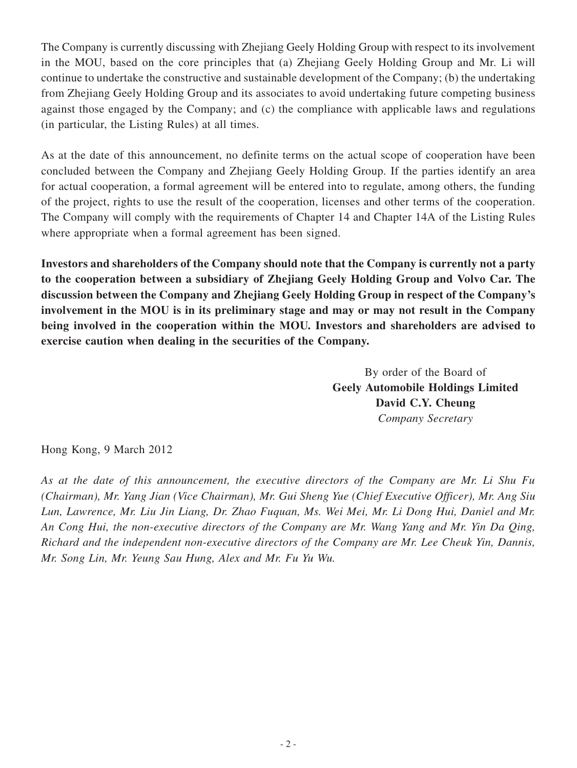The Company is currently discussing with Zhejiang Geely Holding Group with respect to its involvement in the MOU, based on the core principles that (a) Zhejiang Geely Holding Group and Mr. Li will continue to undertake the constructive and sustainable development of the Company; (b) the undertaking from Zhejiang Geely Holding Group and its associates to avoid undertaking future competing business against those engaged by the Company; and (c) the compliance with applicable laws and regulations (in particular, the Listing Rules) at all times.

As at the date of this announcement, no definite terms on the actual scope of cooperation have been concluded between the Company and Zhejiang Geely Holding Group. If the parties identify an area for actual cooperation, a formal agreement will be entered into to regulate, among others, the funding of the project, rights to use the result of the cooperation, licenses and other terms of the cooperation. The Company will comply with the requirements of Chapter 14 and Chapter 14A of the Listing Rules where appropriate when a formal agreement has been signed.

**Investors and shareholders of the Company should note that the Company is currently not a party to the cooperation between a subsidiary of Zhejiang Geely Holding Group and Volvo Car. The discussion between the Company and Zhejiang Geely Holding Group in respect of the Company's involvement in the MOU is in its preliminary stage and may or may not result in the Company being involved in the cooperation within the MOU. Investors and shareholders are advised to exercise caution when dealing in the securities of the Company.**

By order of the Board of
**Geely Automobile Holdings Limited**
**David C.Y. Cheung**
*Company Secretary*

Hong Kong, 9 March 2012

*As at the date of this announcement, the executive directors of the Company are Mr. Li Shu Fu (Chairman), Mr. Yang Jian (Vice Chairman), Mr. Gui Sheng Yue (Chief Executive Officer), Mr. Ang Siu Lun, Lawrence, Mr. Liu Jin Liang, Dr. Zhao Fuquan, Ms. Wei Mei, Mr. Li Dong Hui, Daniel and Mr. An Cong Hui, the non-executive directors of the Company are Mr. Wang Yang and Mr. Yin Da Qing, Richard and the independent non-executive directors of the Company are Mr. Lee Cheuk Yin, Dannis, Mr. Song Lin, Mr. Yeung Sau Hung, Alex and Mr. Fu Yu Wu.*